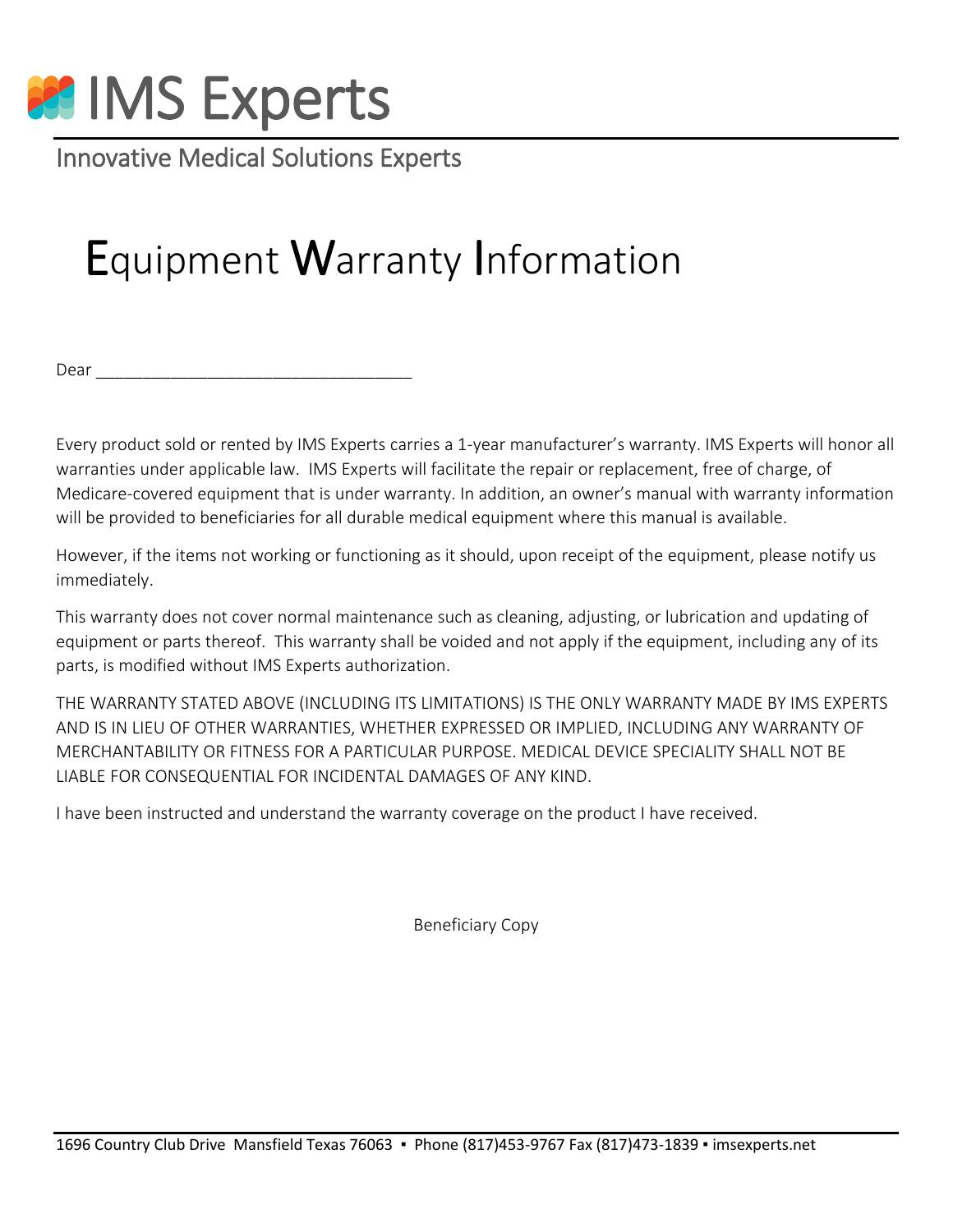# IMS Experts

Innovative Medical Solutions Experts

## Equipment Warranty Information

Dear ___________________________________

Every product sold or rented by IMS Experts carries a 1-year manufacturer's warranty. IMS Experts will honor all warranties under applicable law. IMS Experts will facilitate the repair or replacement, free of charge, of Medicare-covered equipment that is under warranty. In addition, an owner's manual with warranty information will be provided to beneficiaries for all durable medical equipment where this manual is available.

However, if the items not working or functioning as it should, upon receipt of the equipment, please notify us immediately.

This warranty does not cover normal maintenance such as cleaning, adjusting, or lubrication and updating of equipment or parts thereof. This warranty shall be voided and not apply if the equipment, including any of its parts, is modified without IMS Experts authorization.

THE WARRANTY STATED ABOVE (INCLUDING ITS LIMITATIONS) IS THE ONLY WARRANTY MADE BY IMS EXPERTS AND IS IN LIEU OF OTHER WARRANTIES, WHETHER EXPRESSED OR IMPLIED, INCLUDING ANY WARRANTY OF MERCHANTABILITY OR FITNESS FOR A PARTICULAR PURPOSE. MEDICAL DEVICE SPECIALITY SHALL NOT BE LIABLE FOR CONSEQUENTIAL FOR INCIDENTAL DAMAGES OF ANY KIND.

I have been instructed and understand the warranty coverage on the product I have received.

Beneficiary Copy

1696 Country Club Drive Mansfield Texas 76063 ▪ Phone (817)453-9767 Fax (817)473-1839 ▪ imsexperts.net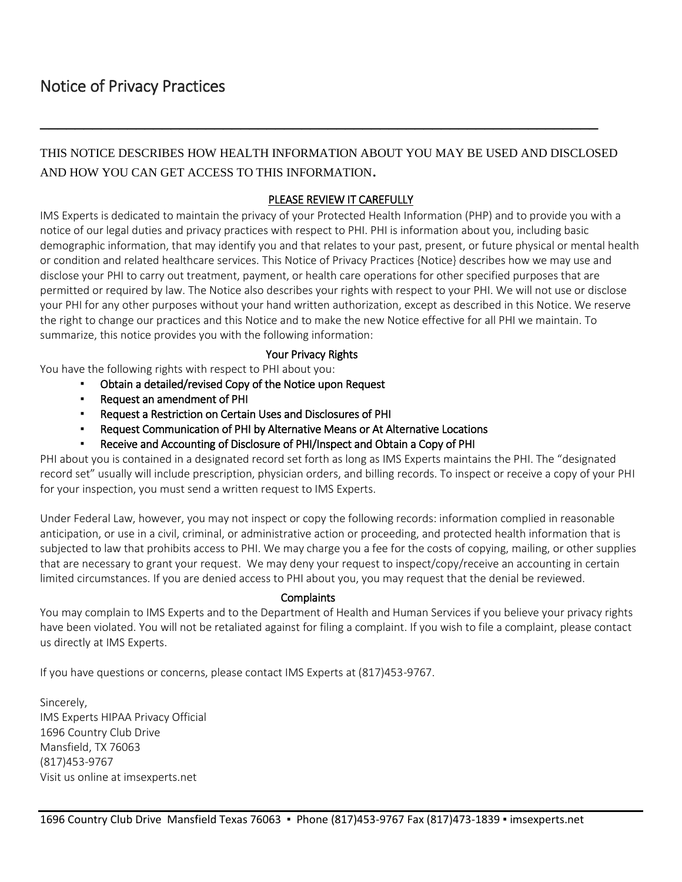# Notice of Privacy Practices

---

THIS NOTICE DESCRIBES HOW HEALTH INFORMATION ABOUT YOU MAY BE USED AND DISCLOSED AND HOW YOU CAN GET ACCESS TO THIS INFORMATION.

**PLEASE REVIEW IT CAREFULLY**

IMS Experts is dedicated to maintain the privacy of your Protected Health Information (PHP) and to provide you with a notice of our legal duties and privacy practices with respect to PHI. PHI is information about you, including basic demographic information, that may identify you and that relates to your past, present, or future physical or mental health or condition and related healthcare services. This Notice of Privacy Practices {Notice} describes how we may use and disclose your PHI to carry out treatment, payment, or health care operations for other specified purposes that are permitted or required by law. The Notice also describes your rights with respect to your PHI. We will not use or disclose your PHI for any other purposes without your hand written authorization, except as described in this Notice. We reserve the right to change our practices and this Notice and to make the new Notice effective for all PHI we maintain. To summarize, this notice provides you with the following information:

**Your Privacy Rights**

You have the following rights with respect to PHI about you:

- **Obtain a detailed/revised Copy of the Notice upon Request**
- **Request an amendment of PHI**
- **Request a Restriction on Certain Uses and Disclosures of PHI**
- **Request Communication of PHI by Alternative Means or At Alternative Locations**
- **Receive and Accounting of Disclosure of PHI/Inspect and Obtain a Copy of PHI**

PHI about you is contained in a designated record set forth as long as IMS Experts maintains the PHI. The "designated record set" usually will include prescription, physician orders, and billing records. To inspect or receive a copy of your PHI for your inspection, you must send a written request to IMS Experts.

Under Federal Law, however, you may not inspect or copy the following records: information complied in reasonable anticipation, or use in a civil, criminal, or administrative action or proceeding, and protected health information that is subjected to law that prohibits access to PHI. We may charge you a fee for the costs of copying, mailing, or other supplies that are necessary to grant your request. We may deny your request to inspect/copy/receive an accounting in certain limited circumstances. If you are denied access to PHI about you, you may request that the denial be reviewed.

**Complaints**

You may complain to IMS Experts and to the Department of Health and Human Services if you believe your privacy rights have been violated. You will not be retaliated against for filing a complaint. If you wish to file a complaint, please contact us directly at IMS Experts.

If you have questions or concerns, please contact IMS Experts at (817)453-9767.

Sincerely,
IMS Experts HIPAA Privacy Official
1696 Country Club Drive
Mansfield, TX 76063
(817)453-9767
Visit us online at imsexperts.net

1696 Country Club Drive Mansfield Texas 76063 ▪ Phone (817)453-9767 Fax (817)473-1839 ▪ imsexperts.net